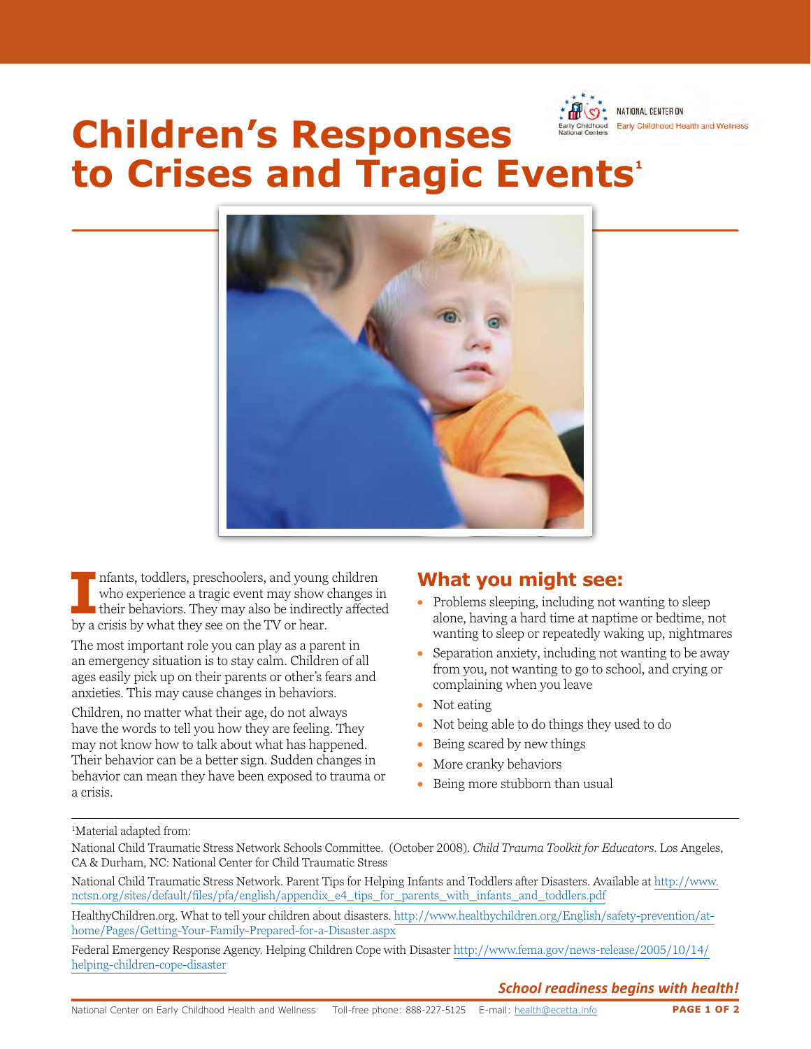# Children's Responses to Crises and Tragic Events[1]

Infants, toddlers, preschoolers, and young children who experience a tragic event may show changes in their behaviors. They may also be indirectly affected by a crisis by what they see on the TV or hear.

The most important role you can play as a parent in an emergency situation is to stay calm. Children of all ages easily pick up on their parents or other's fears and anxieties. This may cause changes in behaviors.

Children, no matter what their age, do not always have the words to tell you how they are feeling. They may not know how to talk about what has happened. Their behavior can be a better sign. Sudden changes in behavior can mean they have been exposed to trauma or a crisis.

## What you might see:

- Problems sleeping, including not wanting to sleep alone, having a hard time at naptime or bedtime, not wanting to sleep or repeatedly waking up, nightmares
- Separation anxiety, including not wanting to be away from you, not wanting to go to school, and crying or complaining when you leave
- Not eating
- Not being able to do things they used to do
- Being scared by new things
- More cranky behaviors
- Being more stubborn than usual

---

[1]Material adapted from:

National Child Traumatic Stress Network Schools Committee. (October 2008). *Child Trauma Toolkit for Educators*. Los Angeles, CA & Durham, NC: National Center for Child Traumatic Stress

National Child Traumatic Stress Network. Parent Tips for Helping Infants and Toddlers after Disasters. Available at http://www.nctsn.org/sites/default/files/pfa/english/appendix_e4_tips_for_parents_with_infants_and_toddlers.pdf

HealthyChildren.org. What to tell your children about disasters. http://www.healthychildren.org/English/safety-prevention/at-home/Pages/Getting-Your-Family-Prepared-for-a-Disaster.aspx

Federal Emergency Response Agency. Helping Children Cope with Disaster http://www.fema.gov/news-release/2005/10/14/helping-children-cope-disaster

*School readiness begins with health!*

National Center on Early Childhood Health and Wellness Toll-free phone: 888-227-5125 E-mail: health@ecetta.info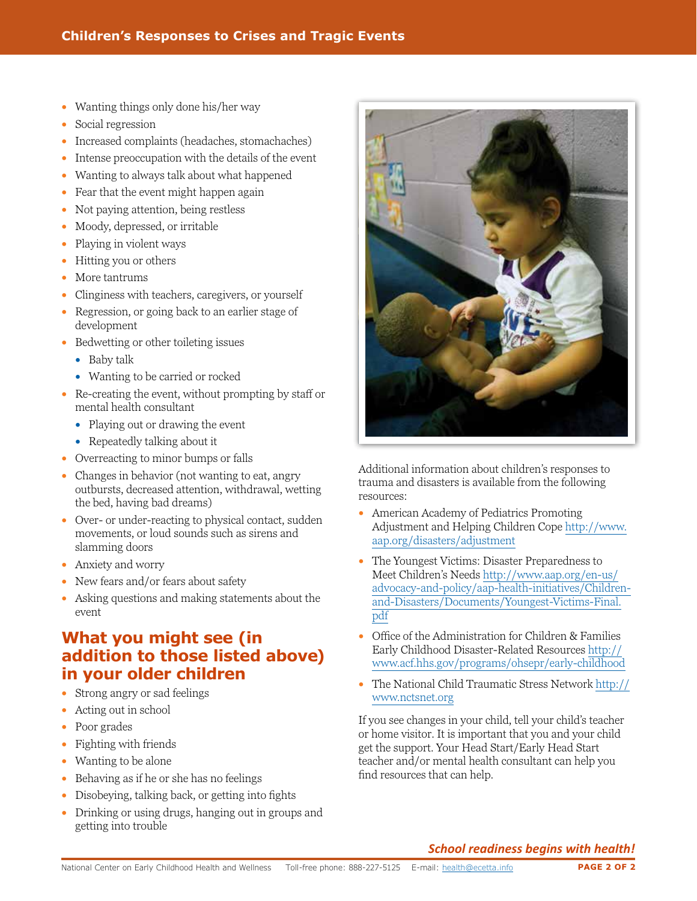- Wanting things only done his/her way
- Social regression
- Increased complaints (headaches, stomachaches)
- Intense preoccupation with the details of the event
- Wanting to always talk about what happened
- Fear that the event might happen again
- Not paying attention, being restless
- Moody, depressed, or irritable
- Playing in violent ways
- Hitting you or others
- More tantrums
- Clinginess with teachers, caregivers, or yourself
- Regression, or going back to an earlier stage of development
- Bedwetting or other toileting issues
  - Baby talk
  - Wanting to be carried or rocked
- Re-creating the event, without prompting by staff or mental health consultant
  - Playing out or drawing the event
  - Repeatedly talking about it
- Overreacting to minor bumps or falls
- Changes in behavior (not wanting to eat, angry outbursts, decreased attention, withdrawal, wetting the bed, having bad dreams)
- Over- or under-reacting to physical contact, sudden movements, or loud sounds such as sirens and slamming doors
- Anxiety and worry
- New fears and/or fears about safety
- Asking questions and making statements about the event

## What you might see (in addition to those listed above) in your older children

- Strong angry or sad feelings
- Acting out in school
- Poor grades
- Fighting with friends
- Wanting to be alone
- Behaving as if he or she has no feelings
- Disobeying, talking back, or getting into fights
- Drinking or using drugs, hanging out in groups and getting into trouble

Additional information about children's responses to trauma and disasters is available from the following resources:

- American Academy of Pediatrics Promoting Adjustment and Helping Children Cope http://www.aap.org/disasters/adjustment
- The Youngest Victims: Disaster Preparedness to Meet Children's Needs http://www.aap.org/en-us/advocacy-and-policy/aap-health-initiatives/Children-and-Disasters/Documents/Youngest-Victims-Final.pdf
- Office of the Administration for Children & Families Early Childhood Disaster-Related Resources http://www.acf.hhs.gov/programs/ohsepr/early-childhood
- The National Child Traumatic Stress Network http://www.nctsnet.org

If you see changes in your child, tell your child's teacher or home visitor. It is important that you and your child get the support. Your Head Start/Early Head Start teacher and/or mental health consultant can help you find resources that can help.

*School readiness begins with health!*

National Center on Early Childhood Health and Wellness Toll-free phone: 888-227-5125 E-mail: health@ecetta.info